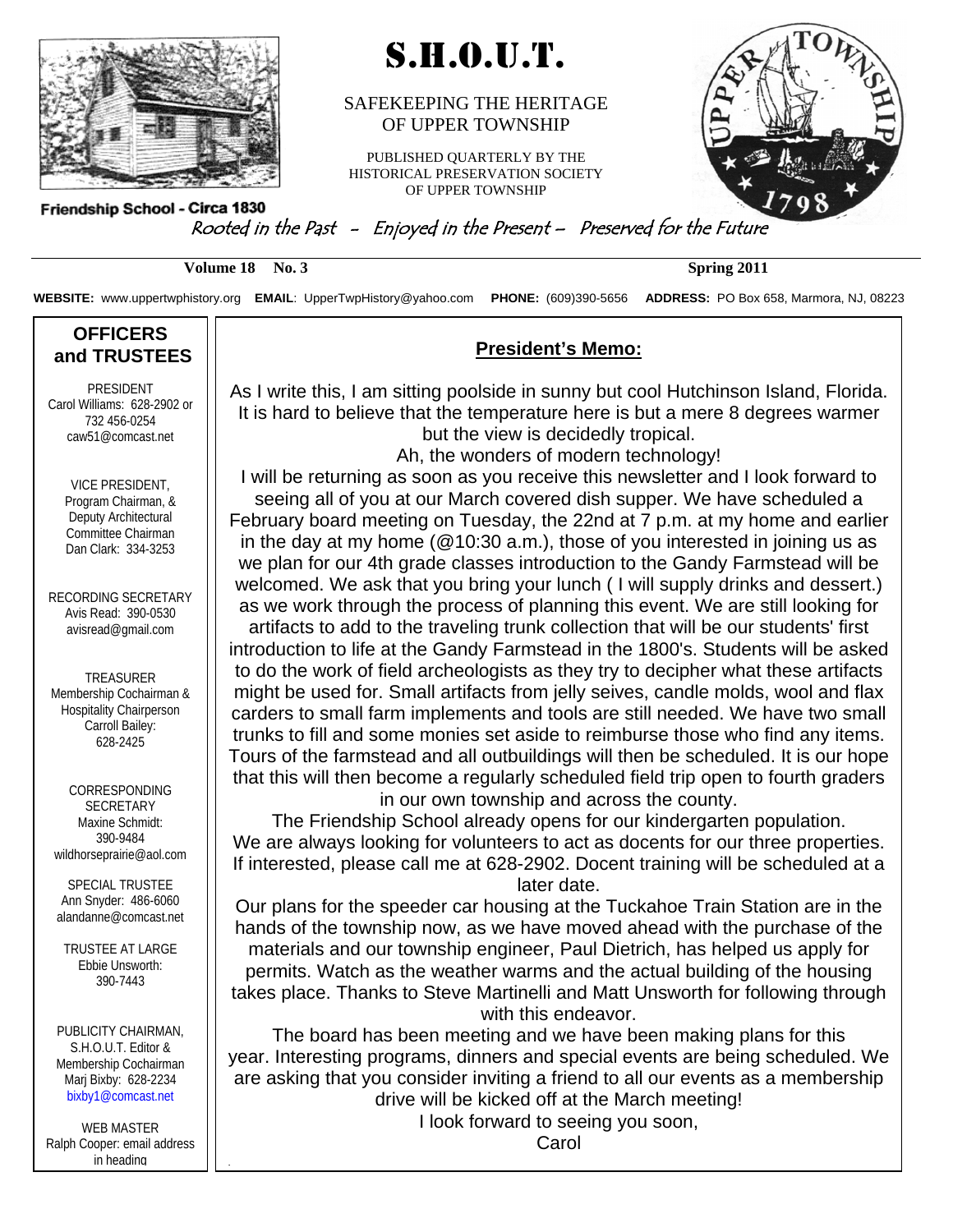Friendship School - Circa 1830

# S.H.O.U.T.

SAFEKEEPING THE HERITAGE OF UPPER TOWNSHIP

PUBLISHED QUARTERLY BY THE HISTORICAL PRESERVATION SOCIETY OF UPPER TOWNSHIP

*Rooted in the Past - Enjoyed in the Present – Preserved for the Future*

**Volume 18 No. 3** **Spring 2011**

**WEBSITE:** www.uppertwphistory.org **EMAIL**: UpperTwpHistory@yahoo.com **PHONE:** (609)390-5656 **ADDRESS:** PO Box 658, Marmora, NJ, 08223

## OFFICERS and TRUSTEES

PRESIDENT
Carol Williams: 628-2902 or 732 456-0254
caw51@comcast.net

VICE PRESIDENT, Program Chairman, & Deputy Architectural Committee Chairman
Dan Clark: 334-3253

RECORDING SECRETARY
Avis Read: 390-0530
avisread@gmail.com

TREASURER
Membership Cochairman & Hospitality Chairperson
Carroll Bailey: 628-2425

CORRESPONDING SECRETARY
Maxine Schmidt: 390-9484
wildhorseprairie@aol.com

SPECIAL TRUSTEE
Ann Snyder: 486-6060
alandanne@comcast.net

TRUSTEE AT LARGE
Ebbie Unsworth: 390-7443

PUBLICITY CHAIRMAN, S.H.O.U.T. Editor & Membership Cochairman
Marj Bixby: 628-2234
bixby1@comcast.net

WEB MASTER
Ralph Cooper: email address in heading

## President's Memo:

As I write this, I am sitting poolside in sunny but cool Hutchinson Island, Florida. It is hard to believe that the temperature here is but a mere 8 degrees warmer but the view is decidedly tropical.

Ah, the wonders of modern technology!

I will be returning as soon as you receive this newsletter and I look forward to seeing all of you at our March covered dish supper. We have scheduled a February board meeting on Tuesday, the 22nd at 7 p.m. at my home and earlier in the day at my home (@10:30 a.m.), those of you interested in joining us as we plan for our 4th grade classes introduction to the Gandy Farmstead will be welcomed. We ask that you bring your lunch ( I will supply drinks and dessert.) as we work through the process of planning this event. We are still looking for artifacts to add to the traveling trunk collection that will be our students' first introduction to life at the Gandy Farmstead in the 1800's. Students will be asked to do the work of field archeologists as they try to decipher what these artifacts might be used for. Small artifacts from jelly seives, candle molds, wool and flax carders to small farm implements and tools are still needed. We have two small trunks to fill and some monies set aside to reimburse those who find any items. Tours of the farmstead and all outbuildings will then be scheduled. It is our hope that this will then become a regularly scheduled field trip open to fourth graders in our own township and across the county.

The Friendship School already opens for our kindergarten population.

We are always looking for volunteers to act as docents for our three properties. If interested, please call me at 628-2902. Docent training will be scheduled at a later date.

Our plans for the speeder car housing at the Tuckahoe Train Station are in the hands of the township now, as we have moved ahead with the purchase of the materials and our township engineer, Paul Dietrich, has helped us apply for permits. Watch as the weather warms and the actual building of the housing takes place. Thanks to Steve Martinelli and Matt Unsworth for following through with this endeavor.

The board has been meeting and we have been making plans for this year. Interesting programs, dinners and special events are being scheduled. We are asking that you consider inviting a friend to all our events as a membership drive will be kicked off at the March meeting!

I look forward to seeing you soon,

Carol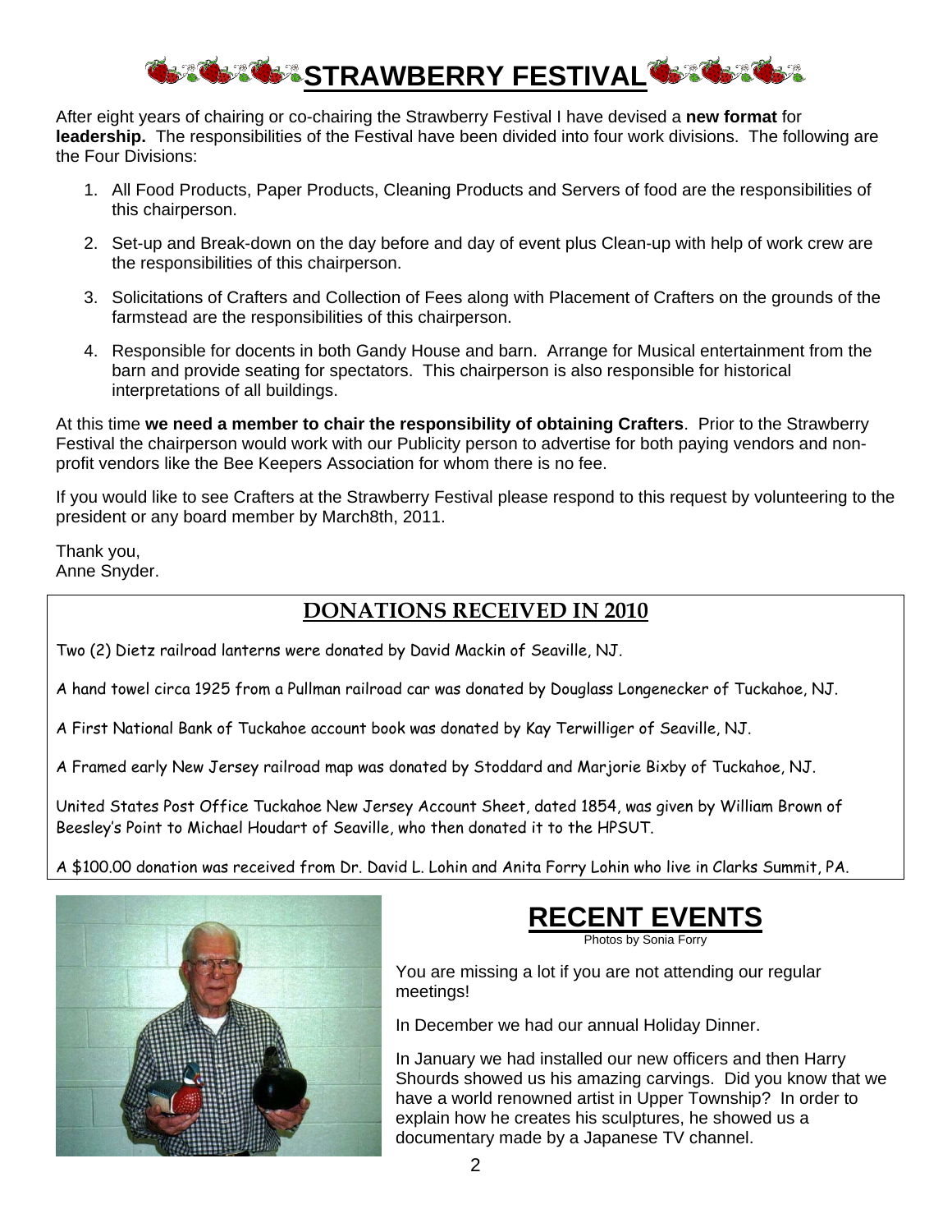# STRAWBERRY FESTIVAL

After eight years of chairing or co-chairing the Strawberry Festival I have devised a **new format** for **leadership.** The responsibilities of the Festival have been divided into four work divisions. The following are the Four Divisions:

1. All Food Products, Paper Products, Cleaning Products and Servers of food are the responsibilities of this chairperson.
2. Set-up and Break-down on the day before and day of event plus Clean-up with help of work crew are the responsibilities of this chairperson.
3. Solicitations of Crafters and Collection of Fees along with Placement of Crafters on the grounds of the farmstead are the responsibilities of this chairperson.
4. Responsible for docents in both Gandy House and barn. Arrange for Musical entertainment from the barn and provide seating for spectators. This chairperson is also responsible for historical interpretations of all buildings.

At this time **we need a member to chair the responsibility of obtaining Crafters**. Prior to the Strawberry Festival the chairperson would work with our Publicity person to advertise for both paying vendors and non-profit vendors like the Bee Keepers Association for whom there is no fee.

If you would like to see Crafters at the Strawberry Festival please respond to this request by volunteering to the president or any board member by March8th, 2011.

Thank you,
Anne Snyder.

## DONATIONS RECEIVED IN 2010

Two (2) Dietz railroad lanterns were donated by David Mackin of Seaville, NJ.

A hand towel circa 1925 from a Pullman railroad car was donated by Douglass Longenecker of Tuckahoe, NJ.

A First National Bank of Tuckahoe account book was donated by Kay Terwilliger of Seaville, NJ.

A Framed early New Jersey railroad map was donated by Stoddard and Marjorie Bixby of Tuckahoe, NJ.

United States Post Office Tuckahoe New Jersey Account Sheet, dated 1854, was given by William Brown of Beesley's Point to Michael Houdart of Seaville, who then donated it to the HPSUT.

A $100.00 donation was received from Dr. David L. Lohin and Anita Forry Lohin who live in Clarks Summit, PA.

# RECENT EVENTS

Photos by Sonia Forry

You are missing a lot if you are not attending our regular meetings!

In December we had our annual Holiday Dinner.

In January we had installed our new officers and then Harry Shourds showed us his amazing carvings. Did you know that we have a world renowned artist in Upper Township? In order to explain how he creates his sculptures, he showed us a documentary made by a Japanese TV channel.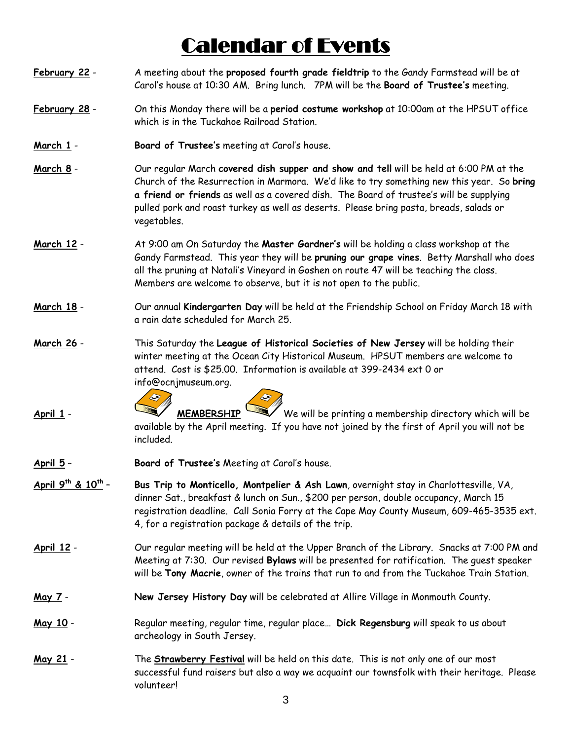# Calendar of Events

**February 22** - A meeting about the **proposed fourth grade fieldtrip** to the Gandy Farmstead will be at Carol's house at 10:30 AM. Bring lunch. 7PM will be the **Board of Trustee's** meeting.

**February 28** - On this Monday there will be a **period costume workshop** at 10:00am at the HPSUT office which is in the Tuckahoe Railroad Station.

**March 1** - **Board of Trustee's** meeting at Carol's house.

**March 8** - Our regular March **covered dish supper and show and tell** will be held at 6:00 PM at the Church of the Resurrection in Marmora. We'd like to try something new this year. So **bring a friend or friends** as well as a covered dish. The Board of trustee's will be supplying pulled pork and roast turkey as well as deserts. Please bring pasta, breads, salads or vegetables.

**March 12** - At 9:00 am On Saturday the **Master Gardner's** will be holding a class workshop at the Gandy Farmstead. This year they will be **pruning our grape vines**. Betty Marshall who does all the pruning at Natali's Vineyard in Goshen on route 47 will be teaching the class. Members are welcome to observe, but it is not open to the public.

**March 18** - Our annual **Kindergarten Day** will be held at the Friendship School on Friday March 18 with a rain date scheduled for March 25.

**March 26** - This Saturday the **League of Historical Societies of New Jersey** will be holding their winter meeting at the Ocean City Historical Museum. HPSUT members are welcome to attend. Cost is $25.00. Information is available at 399-2434 ext 0 or info@ocnjmuseum.org.

**April 1** - **MEMBERSHIP** We will be printing a membership directory which will be available by the April meeting. If you have not joined by the first of April you will not be included.

**April 5** – **Board of Trustee's** Meeting at Carol's house.

**April 9th & 10th** – **Bus Trip to Monticello, Montpelier & Ash Lawn**, overnight stay in Charlottesville, VA, dinner Sat., breakfast & lunch on Sun., $200 per person, double occupancy, March 15 registration deadline. Call Sonia Forry at the Cape May County Museum, 609-465-3535 ext. 4, for a registration package & details of the trip.

**April 12** - Our regular meeting will be held at the Upper Branch of the Library. Snacks at 7:00 PM and Meeting at 7:30. Our revised **Bylaws** will be presented for ratification. The guest speaker will be **Tony Macrie**, owner of the trains that run to and from the Tuckahoe Train Station.

**May 7** - **New Jersey History Day** will be celebrated at Allire Village in Monmouth County.

**May 10** - Regular meeting, regular time, regular place… **Dick Regensburg** will speak to us about archeology in South Jersey.

**May 21** - The **Strawberry Festival** will be held on this date. This is not only one of our most successful fund raisers but also a way we acquaint our townsfolk with their heritage. Please volunteer!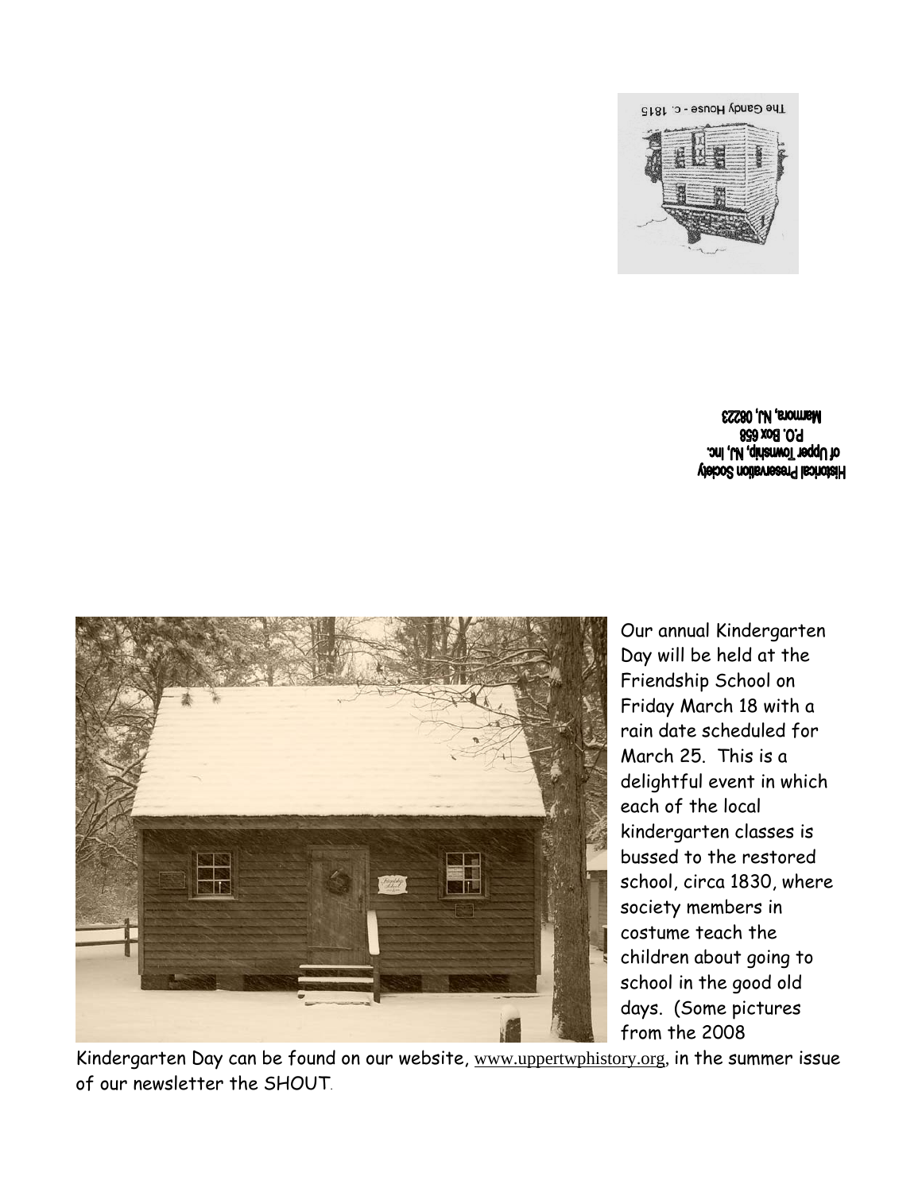The Gandy House - c. 1815

Historical Preservation Society
of Upper Township, NJ, Inc.
P.O. Box 658
Marmora, NJ, 08223

Our annual Kindergarten Day will be held at the Friendship School on Friday March 18 with a rain date scheduled for March 25. This is a delightful event in which each of the local kindergarten classes is bussed to the restored school, circa 1830, where society members in costume teach the children about going to school in the good old days. (Some pictures from the 2008 Kindergarten Day can be found on our website, www.uppertwphistory.org, in the summer issue of our newsletter the SHOUT.